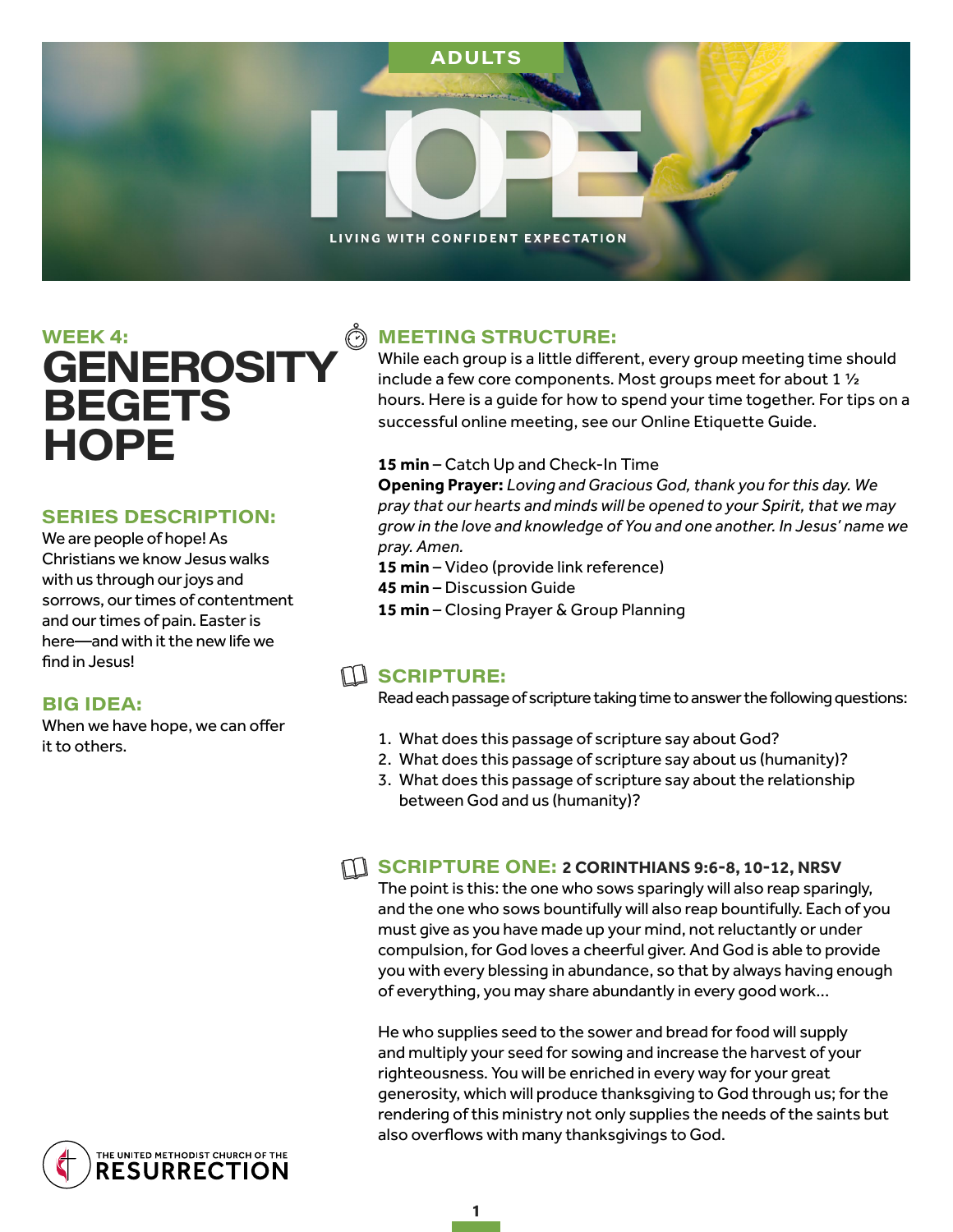ADULTS

# HOPE

LIVING WITH CONFIDENT EXPECTATION

## WEEK 4:
# GENEROSITY BEGETS HOPE

## SERIES DESCRIPTION:

We are people of hope! As Christians we know Jesus walks with us through our joys and sorrows, our times of contentment and our times of pain. Easter is here—and with it the new life we find in Jesus!

## BIG IDEA:

When we have hope, we can offer it to others.

## MEETING STRUCTURE:

While each group is a little different, every group meeting time should include a few core components. Most groups meet for about 1 ½ hours. Here is a guide for how to spend your time together. For tips on a successful online meeting, see our Online Etiquette Guide.

**15 min** – Catch Up and Check-In Time
**Opening Prayer:** *Loving and Gracious God, thank you for this day. We pray that our hearts and minds will be opened to your Spirit, that we may grow in the love and knowledge of You and one another. In Jesus' name we pray. Amen.*
**15 min** – Video (provide link reference)
**45 min** – Discussion Guide
**15 min** – Closing Prayer & Group Planning

## SCRIPTURE:

Read each passage of scripture taking time to answer the following questions:

1. What does this passage of scripture say about God?
2. What does this passage of scripture say about us (humanity)?
3. What does this passage of scripture say about the relationship between God and us (humanity)?

## SCRIPTURE ONE: 2 CORINTHIANS 9:6-8, 10-12, NRSV

The point is this: the one who sows sparingly will also reap sparingly, and the one who sows bountifully will also reap bountifully. Each of you must give as you have made up your mind, not reluctantly or under compulsion, for God loves a cheerful giver. And God is able to provide you with every blessing in abundance, so that by always having enough of everything, you may share abundantly in every good work...

He who supplies seed to the sower and bread for food will supply and multiply your seed for sowing and increase the harvest of your righteousness. You will be enriched in every way for your great generosity, which will produce thanksgiving to God through us; for the rendering of this ministry not only supplies the needs of the saints but also overflows with many thanksgivings to God.

THE UNITED METHODIST CHURCH OF THE RESURRECTION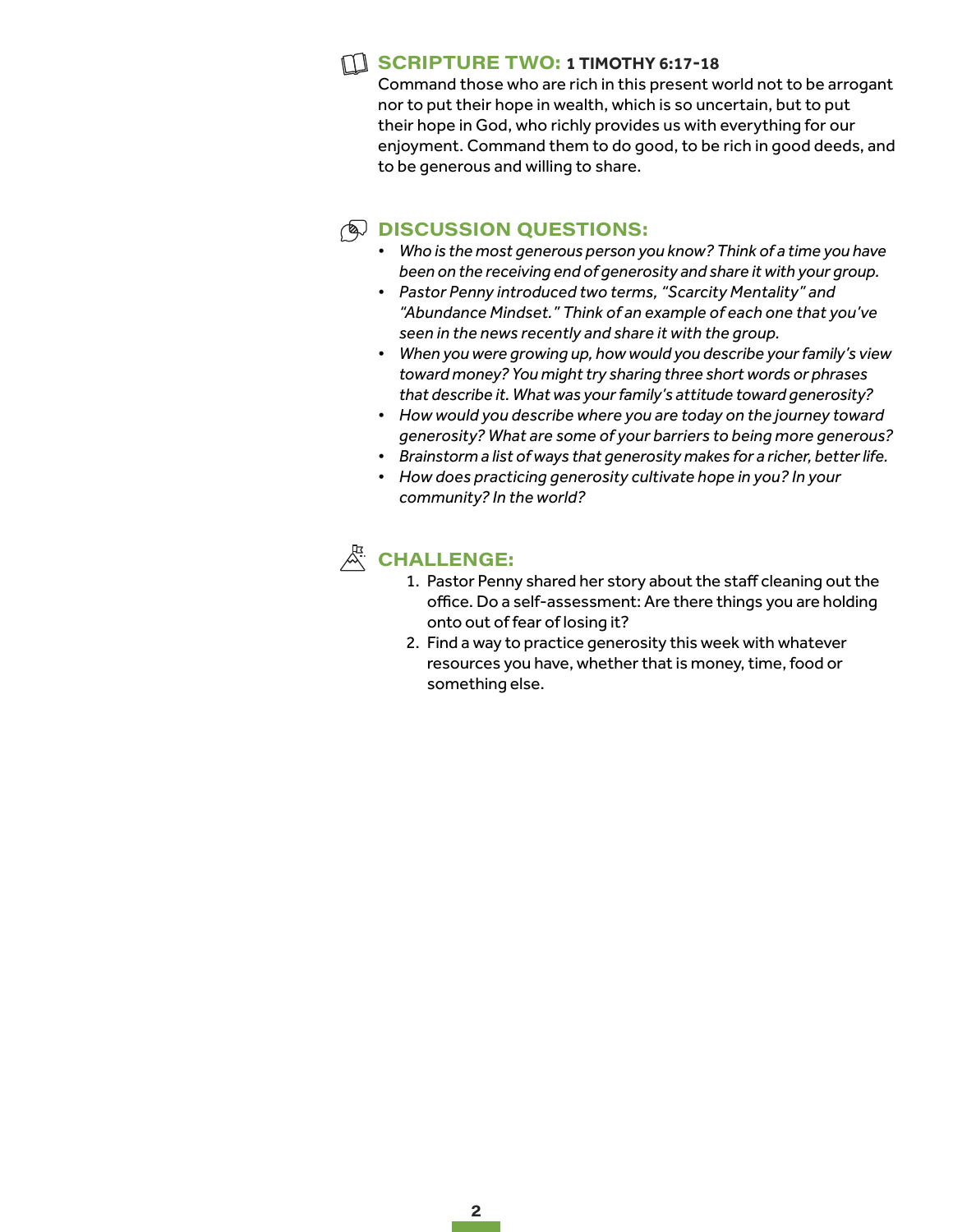## SCRIPTURE TWO: 1 TIMOTHY 6:17-18

Command those who are rich in this present world not to be arrogant nor to put their hope in wealth, which is so uncertain, but to put their hope in God, who richly provides us with everything for our enjoyment. Command them to do good, to be rich in good deeds, and to be generous and willing to share.

## DISCUSSION QUESTIONS:

- *Who is the most generous person you know? Think of a time you have been on the receiving end of generosity and share it with your group.*
- *Pastor Penny introduced two terms, "Scarcity Mentality" and "Abundance Mindset." Think of an example of each one that you've seen in the news recently and share it with the group.*
- *When you were growing up, how would you describe your family's view toward money? You might try sharing three short words or phrases that describe it. What was your family's attitude toward generosity?*
- *How would you describe where you are today on the journey toward generosity? What are some of your barriers to being more generous?*
- *Brainstorm a list of ways that generosity makes for a richer, better life.*
- *How does practicing generosity cultivate hope in you? In your community? In the world?*

## CHALLENGE:

1. Pastor Penny shared her story about the staff cleaning out the office. Do a self-assessment: Are there things you are holding onto out of fear of losing it?
2. Find a way to practice generosity this week with whatever resources you have, whether that is money, time, food or something else.